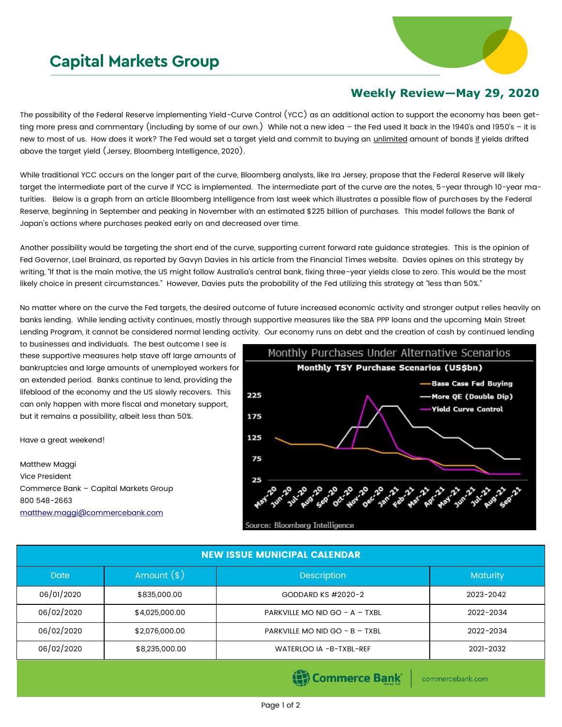# Capital Markets Group

## Weekly Review—May 29, 2020

The possibility of the Federal Reserve implementing Yield-Curve Control (YCC) as an additional action to support the economy has been getting more press and commentary (including by some of our own.) While not a new idea – the Fed used it back in the 1940's and 1950's – it is new to most of us. How does it work? The Fed would set a target yield and commit to buying an unlimited amount of bonds if yields drifted above the target yield (Jersey, Bloomberg Intelligence, 2020).

While traditional YCC occurs on the longer part of the curve, Bloomberg analysts, like Ira Jersey, propose that the Federal Reserve will likely target the intermediate part of the curve if YCC is implemented. The intermediate part of the curve are the notes, 5-year through 10-year maturities. Below is a graph from an article Bloomberg Intelligence from last week which illustrates a possible flow of purchases by the Federal Reserve, beginning in September and peaking in November with an estimated $225 billion of purchases. This model follows the Bank of Japan's actions where purchases peaked early on and decreased over time.

Another possibility would be targeting the short end of the curve, supporting current forward rate guidance strategies. This is the opinion of Fed Governor, Lael Brainard, as reported by Gavyn Davies in his article from the Financial Times website. Davies opines on this strategy by writing, "If that is the main motive, the US might follow Australia's central bank, fixing three-year yields close to zero. This would be the most likely choice in present circumstances." However, Davies puts the probability of the Fed utilizing this strategy at "less than 50%."

No matter where on the curve the Fed targets, the desired outcome of future increased economic activity and stronger output relies heavily on banks lending. While lending activity continues, mostly through supportive measures like the SBA PPP loans and the upcoming Main Street Lending Program, it cannot be considered normal lending activity. Our economy runs on debt and the creation of cash by continued lending to businesses and individuals. The best outcome I see is these supportive measures help stave off large amounts of bankruptcies and large amounts of unemployed workers for an extended period. Banks continue to lend, providing the lifeblood of the economy and the US slowly recovers. This can only happen with more fiscal and monetary support, but it remains a possibility, albeit less than 50%.

Have a great weekend!

Matthew Maggi
Vice President
Commerce Bank – Capital Markets Group
800 548-2663
matthew.maggi@commercebank.com

**Monthly Purchases Under Alternative Scenarios**

**Monthly TSY Purchase Scenarios (US$bn)**

Source: Bloomberg Intelligence

| NEW ISSUE MUNICIPAL CALENDAR | | | |
|---|---|---|---|
| Date | Amount ($) | Description | Maturity |
| 06/01/2020 | $835,000.00 | GODDARD KS #2020-2 | 2023-2042 |
| 06/02/2020 | $4,025,000.00 | PARKVILLE MO NID GO - A – TXBL | 2022-2034 |
| 06/02/2020 | $2,076,000.00 | PARKVILLE MO NID GO - B – TXBL | 2022-2034 |
| 06/02/2020 | $8,235,000.00 | WATERLOO IA -B-TXBL-REF | 2021-2032 |

Commerce Bank | commercebank.com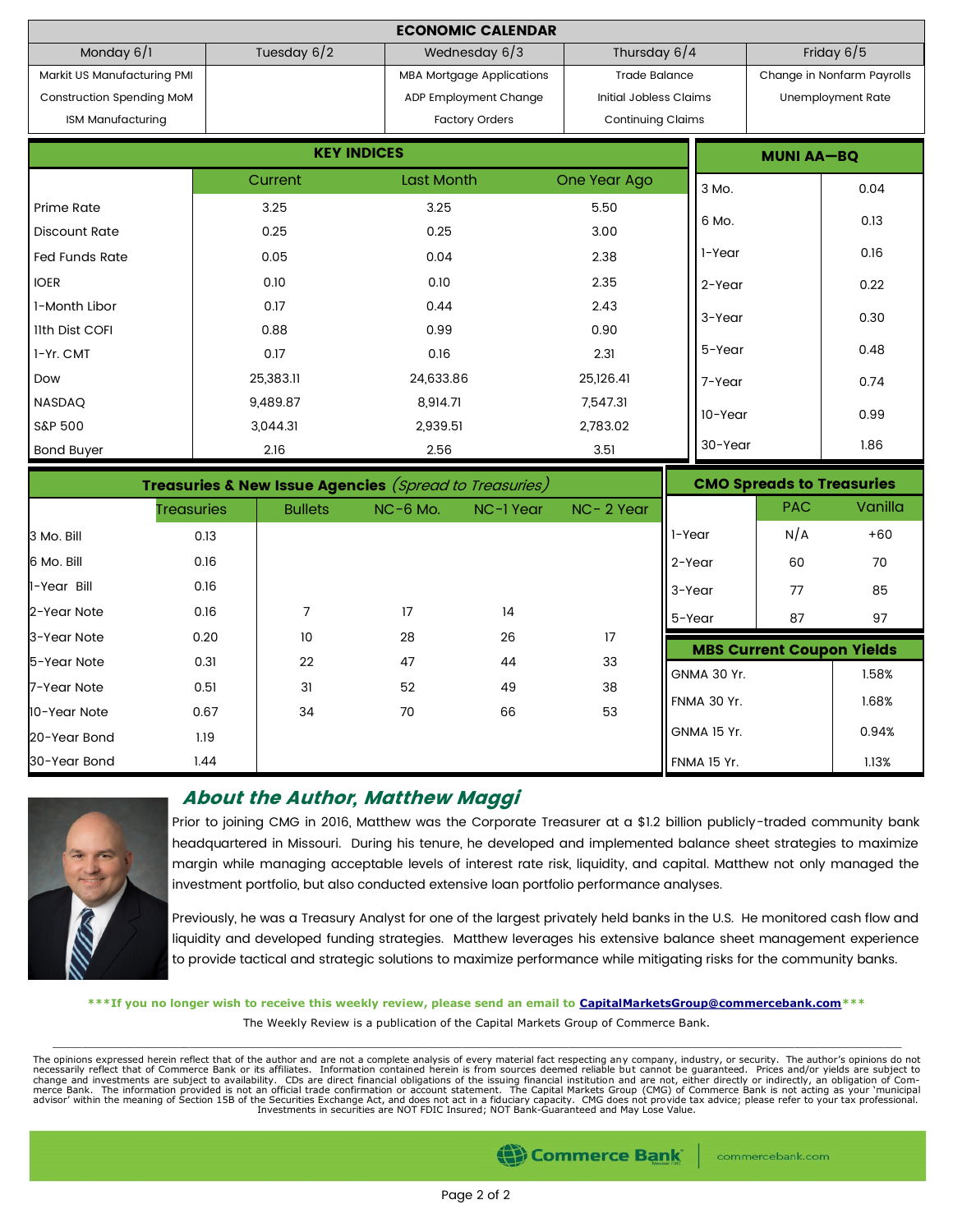## ECONOMIC CALENDAR

| Monday 6/1 | Tuesday 6/2 | Wednesday 6/3 | Thursday 6/4 | Friday 6/5 |
|---|---|---|---|---|
| Markit US Manufacturing PMI | | MBA Mortgage Applications | Trade Balance | Change in Nonfarm Payrolls |
| Construction Spending MoM | | ADP Employment Change | Initial Jobless Claims | Unemployment Rate |
| ISM Manufacturing | | Factory Orders | Continuing Claims | |

## KEY INDICES

| | Current | Last Month | One Year Ago |
|---|---|---|---|
| Prime Rate | 3.25 | 3.25 | 5.50 |
| Discount Rate | 0.25 | 0.25 | 3.00 |
| Fed Funds Rate | 0.05 | 0.04 | 2.38 |
| IOER | 0.10 | 0.10 | 2.35 |
| 1-Month Libor | 0.17 | 0.44 | 2.43 |
| 11th Dist COFI | 0.88 | 0.99 | 0.90 |
| 1-Yr. CMT | 0.17 | 0.16 | 2.31 |
| Dow | 25,383.11 | 24,633.86 | 25,126.41 |
| NASDAQ | 9,489.87 | 8,914.71 | 7,547.31 |
| S&P 500 | 3,044.31 | 2,939.51 | 2,783.02 |
| Bond Buyer | 2.16 | 2.56 | 3.51 |

## MUNI AA—BQ

| | |
|---|---|
| 3 Mo. | 0.04 |
| 6 Mo. | 0.13 |
| 1-Year | 0.16 |
| 2-Year | 0.22 |
| 3-Year | 0.30 |
| 5-Year | 0.48 |
| 7-Year | 0.74 |
| 10-Year | 0.99 |
| 30-Year | 1.86 |

## Treasuries & New Issue Agencies *(Spread to Treasuries)*

| | Treasuries | Bullets | NC-6 Mo. | NC-1 Year | NC- 2 Year |
|---|---|---|---|---|---|
| 3 Mo. Bill | 0.13 | | | | |
| 6 Mo. Bill | 0.16 | | | | |
| 1-Year Bill | 0.16 | | | | |
| 2-Year Note | 0.16 | 7 | 17 | 14 | |
| 3-Year Note | 0.20 | 10 | 28 | 26 | 17 |
| 5-Year Note | 0.31 | 22 | 47 | 44 | 33 |
| 7-Year Note | 0.51 | 31 | 52 | 49 | 38 |
| 10-Year Note | 0.67 | 34 | 70 | 66 | 53 |
| 20-Year Bond | 1.19 | | | | |
| 30-Year Bond | 1.44 | | | | |

## CMO Spreads to Treasuries

| | PAC | Vanilla |
|---|---|---|
| 1-Year | N/A | +60 |
| 2-Year | 60 | 70 |
| 3-Year | 77 | 85 |
| 5-Year | 87 | 97 |

## MBS Current Coupon Yields

| | |
|---|---|
| GNMA 30 Yr. | 1.58% |
| FNMA 30 Yr. | 1.68% |
| GNMA 15 Yr. | 0.94% |
| FNMA 15 Yr. | 1.13% |

## *About the Author, Matthew Maggi*

Prior to joining CMG in 2016, Matthew was the Corporate Treasurer at a $1.2 billion publicly-traded community bank headquartered in Missouri. During his tenure, he developed and implemented balance sheet strategies to maximize margin while managing acceptable levels of interest rate risk, liquidity, and capital. Matthew not only managed the investment portfolio, but also conducted extensive loan portfolio performance analyses.

Previously, he was a Treasury Analyst for one of the largest privately held banks in the U.S. He monitored cash flow and liquidity and developed funding strategies. Matthew leverages his extensive balance sheet management experience to provide tactical and strategic solutions to maximize performance while mitigating risks for the community banks.

**\*\*\*If you no longer wish to receive this weekly review, please send an email to CapitalMarketsGroup@commercebank.com\*\*\***

The Weekly Review is a publication of the Capital Markets Group of Commerce Bank.

The opinions expressed herein reflect that of the author and are not a complete analysis of every material fact respecting any company, industry, or security. The author's opinions do not necessarily reflect that of Commerce Bank or its affiliates. Information contained herein is from sources deemed reliable but cannot be guaranteed. Prices and/or yields are subject to change and investments are subject to availability. CDs are direct financial obligations of the issuing financial institution and are not, either directly or indirectly, an obligation of Commerce Bank. The information provided is not an official trade confirmation or account statement. The Capital Markets Group (CMG) of Commerce Bank is not acting as your 'municipal advisor' within the meaning of Section 15B of the Securities Exchange Act, and does not act in a fiduciary capacity. CMG does not provide tax advice; please refer to your tax professional. Investments in securities are NOT FDIC Insured; NOT Bank-Guaranteed and May Lose Value.

Commerce Bank | commercebank.com